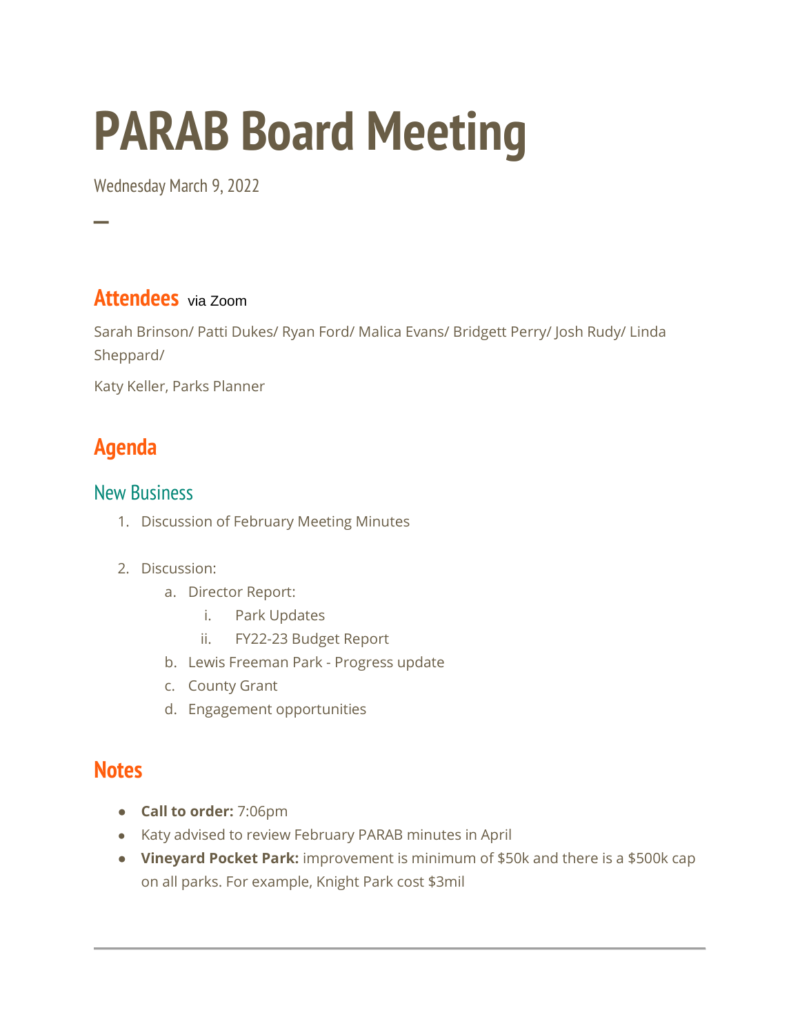# PARAB Board Meeting

Wednesday March 9, 2022

—

## Attendees via Zoom

Sarah Brinson/ Patti Dukes/ Ryan Ford/ Malica Evans/ Bridgett Perry/ Josh Rudy/ Linda Sheppard/

Katy Keller, Parks Planner

## Agenda

### New Business

1. Discussion of February Meeting Minutes

2. Discussion:
   a. Director Report:
      i. Park Updates
      ii. FY22-23 Budget Report
   b. Lewis Freeman Park - Progress update
   c. County Grant
   d. Engagement opportunities

## Notes

- **Call to order:** 7:06pm
- Katy advised to review February PARAB minutes in April
- **Vineyard Pocket Park:** improvement is minimum of $50k and there is a $500k cap on all parks. For example, Knight Park cost $3mil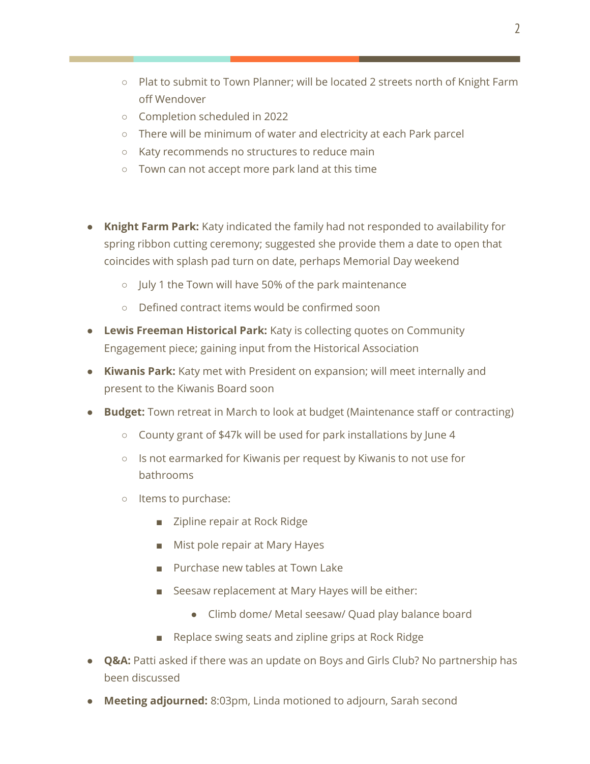- Plat to submit to Town Planner; will be located 2 streets north of Knight Farm off Wendover
    - Completion scheduled in 2022
    - There will be minimum of water and electricity at each Park parcel
    - Katy recommends no structures to reduce main
    - Town can not accept more park land at this time

- **Knight Farm Park:** Katy indicated the family had not responded to availability for spring ribbon cutting ceremony; suggested she provide them a date to open that coincides with splash pad turn on date, perhaps Memorial Day weekend
    - July 1 the Town will have 50% of the park maintenance
    - Defined contract items would be confirmed soon
- **Lewis Freeman Historical Park:** Katy is collecting quotes on Community Engagement piece; gaining input from the Historical Association
- **Kiwanis Park:** Katy met with President on expansion; will meet internally and present to the Kiwanis Board soon
- **Budget:** Town retreat in March to look at budget (Maintenance staff or contracting)
    - County grant of $47k will be used for park installations by June 4
    - Is not earmarked for Kiwanis per request by Kiwanis to not use for bathrooms
    - Items to purchase:
        - Zipline repair at Rock Ridge
        - Mist pole repair at Mary Hayes
        - Purchase new tables at Town Lake
        - Seesaw replacement at Mary Hayes will be either:
            - Climb dome/ Metal seesaw/ Quad play balance board
        - Replace swing seats and zipline grips at Rock Ridge
- **Q&A:** Patti asked if there was an update on Boys and Girls Club? No partnership has been discussed
- **Meeting adjourned:** 8:03pm, Linda motioned to adjourn, Sarah second